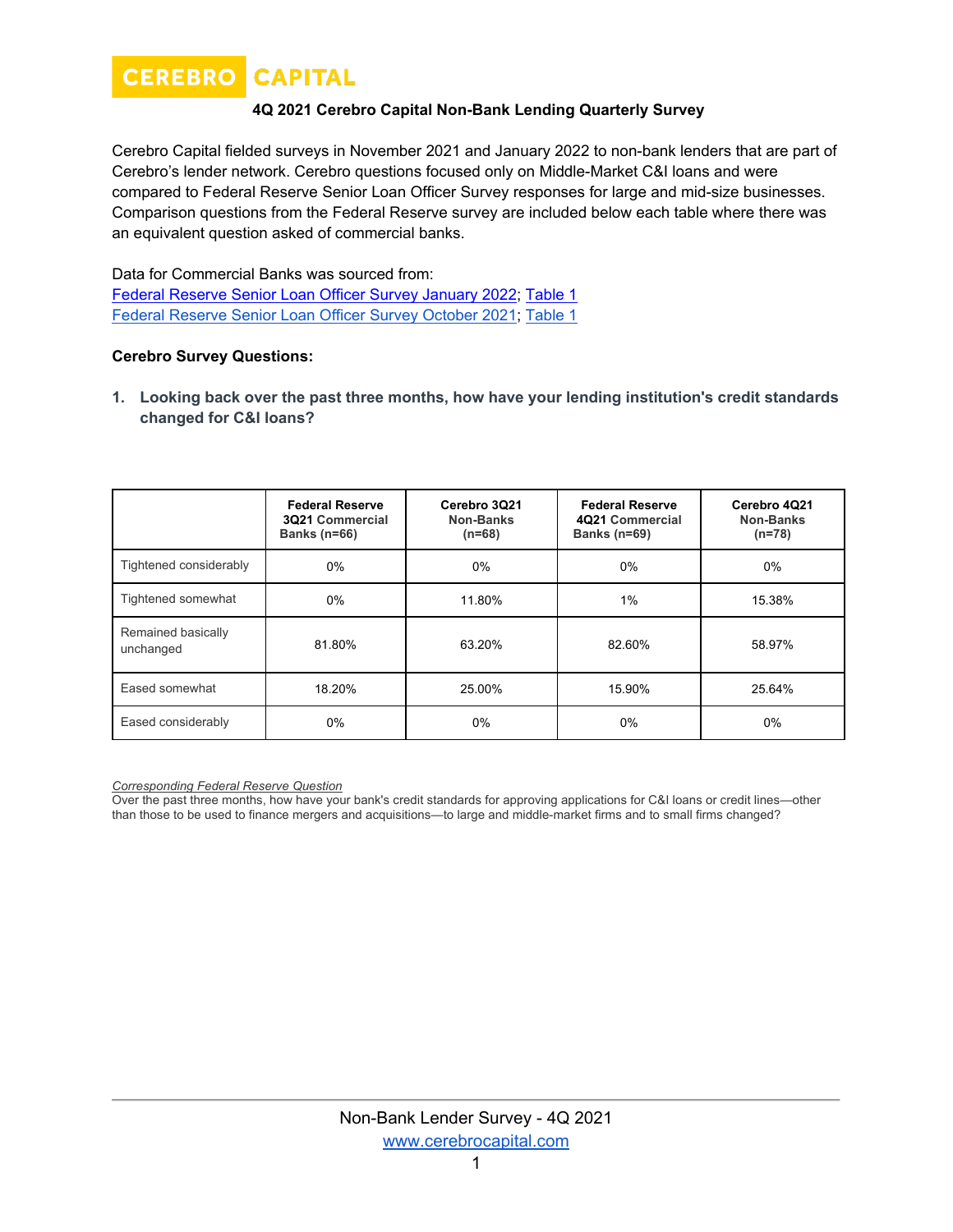# CEREBRO CAPITAL

**4Q 2021 Cerebro Capital Non-Bank Lending Quarterly Survey**

Cerebro Capital fielded surveys in November 2021 and January 2022 to non-bank lenders that are part of Cerebro's lender network. Cerebro questions focused only on Middle-Market C&I loans and were compared to Federal Reserve Senior Loan Officer Survey responses for large and mid-size businesses. Comparison questions from the Federal Reserve survey are included below each table where there was an equivalent question asked of commercial banks.

Data for Commercial Banks was sourced from:
Federal Reserve Senior Loan Officer Survey January 2022; Table 1
Federal Reserve Senior Loan Officer Survey October 2021; Table 1

**Cerebro Survey Questions:**

1. **Looking back over the past three months, how have your lending institution's credit standards changed for C&I loans?**

| | Federal Reserve 3Q21 Commercial Banks (n=66) | Cerebro 3Q21 Non-Banks (n=68) | Federal Reserve 4Q21 Commercial Banks (n=69) | Cerebro 4Q21 Non-Banks (n=78) |
|---|---|---|---|---|
| Tightened considerably | 0% | 0% | 0% | 0% |
| Tightened somewhat | 0% | 11.80% | 1% | 15.38% |
| Remained basically unchanged | 81.80% | 63.20% | 82.60% | 58.97% |
| Eased somewhat | 18.20% | 25.00% | 15.90% | 25.64% |
| Eased considerably | 0% | 0% | 0% | 0% |

*Corresponding Federal Reserve Question*
Over the past three months, how have your bank's credit standards for approving applications for C&I loans or credit lines—other than those to be used to finance mergers and acquisitions—to large and middle-market firms and to small firms changed?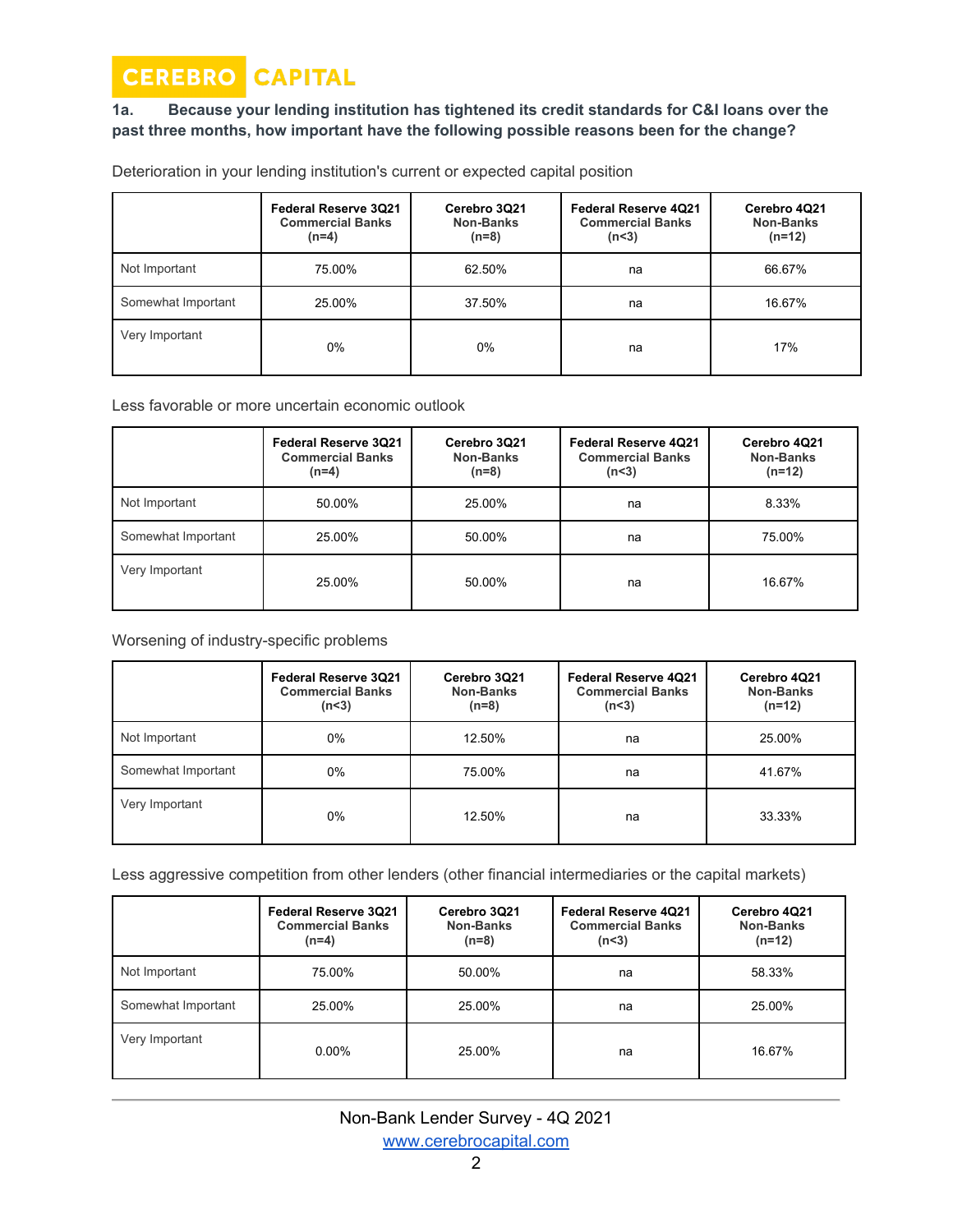**1a. Because your lending institution has tightened its credit standards for C&I loans over the past three months, how important have the following possible reasons been for the change?**

Deterioration in your lending institution's current or expected capital position

| | Federal Reserve 3Q21 Commercial Banks (n=4) | Cerebro 3Q21 Non-Banks (n=8) | Federal Reserve 4Q21 Commercial Banks (n<3) | Cerebro 4Q21 Non-Banks (n=12) |
|---|---|---|---|---|
| Not Important | 75.00% | 62.50% | na | 66.67% |
| Somewhat Important | 25.00% | 37.50% | na | 16.67% |
| Very Important | 0% | 0% | na | 17% |

Less favorable or more uncertain economic outlook

| | Federal Reserve 3Q21 Commercial Banks (n=4) | Cerebro 3Q21 Non-Banks (n=8) | Federal Reserve 4Q21 Commercial Banks (n<3) | Cerebro 4Q21 Non-Banks (n=12) |
|---|---|---|---|---|
| Not Important | 50.00% | 25.00% | na | 8.33% |
| Somewhat Important | 25.00% | 50.00% | na | 75.00% |
| Very Important | 25.00% | 50.00% | na | 16.67% |

Worsening of industry-specific problems

| | Federal Reserve 3Q21 Commercial Banks (n<3) | Cerebro 3Q21 Non-Banks (n=8) | Federal Reserve 4Q21 Commercial Banks (n<3) | Cerebro 4Q21 Non-Banks (n=12) |
|---|---|---|---|---|
| Not Important | 0% | 12.50% | na | 25.00% |
| Somewhat Important | 0% | 75.00% | na | 41.67% |
| Very Important | 0% | 12.50% | na | 33.33% |

Less aggressive competition from other lenders (other financial intermediaries or the capital markets)

| | Federal Reserve 3Q21 Commercial Banks (n=4) | Cerebro 3Q21 Non-Banks (n=8) | Federal Reserve 4Q21 Commercial Banks (n<3) | Cerebro 4Q21 Non-Banks (n=12) |
|---|---|---|---|---|
| Not Important | 75.00% | 50.00% | na | 58.33% |
| Somewhat Important | 25.00% | 25.00% | na | 25.00% |
| Very Important | 0.00% | 25.00% | na | 16.67% |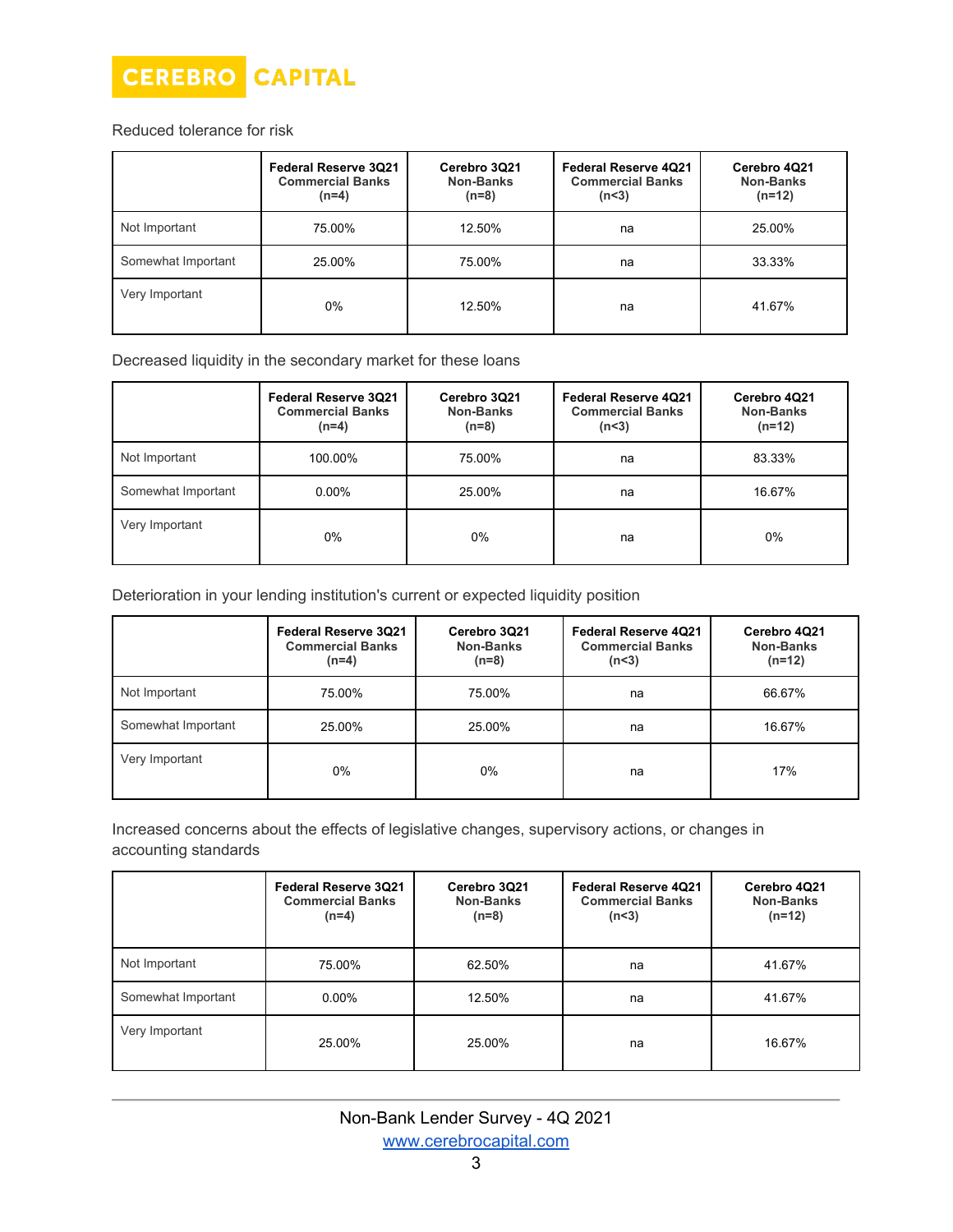Reduced tolerance for risk

| | Federal Reserve 3Q21 Commercial Banks (n=4) | Cerebro 3Q21 Non-Banks (n=8) | Federal Reserve 4Q21 Commercial Banks (n<3) | Cerebro 4Q21 Non-Banks (n=12) |
|---|---|---|---|---|
| Not Important | 75.00% | 12.50% | na | 25.00% |
| Somewhat Important | 25.00% | 75.00% | na | 33.33% |
| Very Important | 0% | 12.50% | na | 41.67% |

Decreased liquidity in the secondary market for these loans

| | Federal Reserve 3Q21 Commercial Banks (n=4) | Cerebro 3Q21 Non-Banks (n=8) | Federal Reserve 4Q21 Commercial Banks (n<3) | Cerebro 4Q21 Non-Banks (n=12) |
|---|---|---|---|---|
| Not Important | 100.00% | 75.00% | na | 83.33% |
| Somewhat Important | 0.00% | 25.00% | na | 16.67% |
| Very Important | 0% | 0% | na | 0% |

Deterioration in your lending institution's current or expected liquidity position

| | Federal Reserve 3Q21 Commercial Banks (n=4) | Cerebro 3Q21 Non-Banks (n=8) | Federal Reserve 4Q21 Commercial Banks (n<3) | Cerebro 4Q21 Non-Banks (n=12) |
|---|---|---|---|---|
| Not Important | 75.00% | 75.00% | na | 66.67% |
| Somewhat Important | 25.00% | 25.00% | na | 16.67% |
| Very Important | 0% | 0% | na | 17% |

Increased concerns about the effects of legislative changes, supervisory actions, or changes in accounting standards

| | Federal Reserve 3Q21 Commercial Banks (n=4) | Cerebro 3Q21 Non-Banks (n=8) | Federal Reserve 4Q21 Commercial Banks (n<3) | Cerebro 4Q21 Non-Banks (n=12) |
|---|---|---|---|---|
| Not Important | 75.00% | 62.50% | na | 41.67% |
| Somewhat Important | 0.00% | 12.50% | na | 41.67% |
| Very Important | 25.00% | 25.00% | na | 16.67% |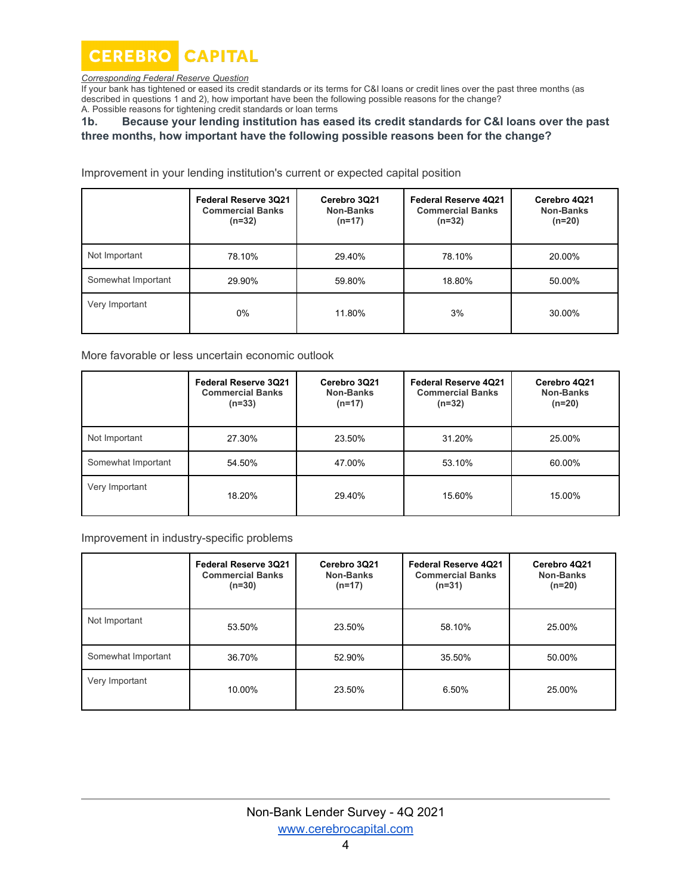*Corresponding Federal Reserve Question*

If your bank has tightened or eased its credit standards or its terms for C&I loans or credit lines over the past three months (as described in questions 1 and 2), how important have been the following possible reasons for the change?

A. Possible reasons for tightening credit standards or loan terms

**1b. Because your lending institution has eased its credit standards for C&I loans over the past three months, how important have the following possible reasons been for the change?**

Improvement in your lending institution's current or expected capital position

| | Federal Reserve 3Q21 Commercial Banks (n=32) | Cerebro 3Q21 Non-Banks (n=17) | Federal Reserve 4Q21 Commercial Banks (n=32) | Cerebro 4Q21 Non-Banks (n=20) |
|---|---|---|---|---|
| Not Important | 78.10% | 29.40% | 78.10% | 20.00% |
| Somewhat Important | 29.90% | 59.80% | 18.80% | 50.00% |
| Very Important | 0% | 11.80% | 3% | 30.00% |

More favorable or less uncertain economic outlook

| | Federal Reserve 3Q21 Commercial Banks (n=33) | Cerebro 3Q21 Non-Banks (n=17) | Federal Reserve 4Q21 Commercial Banks (n=32) | Cerebro 4Q21 Non-Banks (n=20) |
|---|---|---|---|---|
| Not Important | 27.30% | 23.50% | 31.20% | 25.00% |
| Somewhat Important | 54.50% | 47.00% | 53.10% | 60.00% |
| Very Important | 18.20% | 29.40% | 15.60% | 15.00% |

Improvement in industry-specific problems

| | Federal Reserve 3Q21 Commercial Banks (n=30) | Cerebro 3Q21 Non-Banks (n=17) | Federal Reserve 4Q21 Commercial Banks (n=31) | Cerebro 4Q21 Non-Banks (n=20) |
|---|---|---|---|---|
| Not Important | 53.50% | 23.50% | 58.10% | 25.00% |
| Somewhat Important | 36.70% | 52.90% | 35.50% | 50.00% |
| Very Important | 10.00% | 23.50% | 6.50% | 25.00% |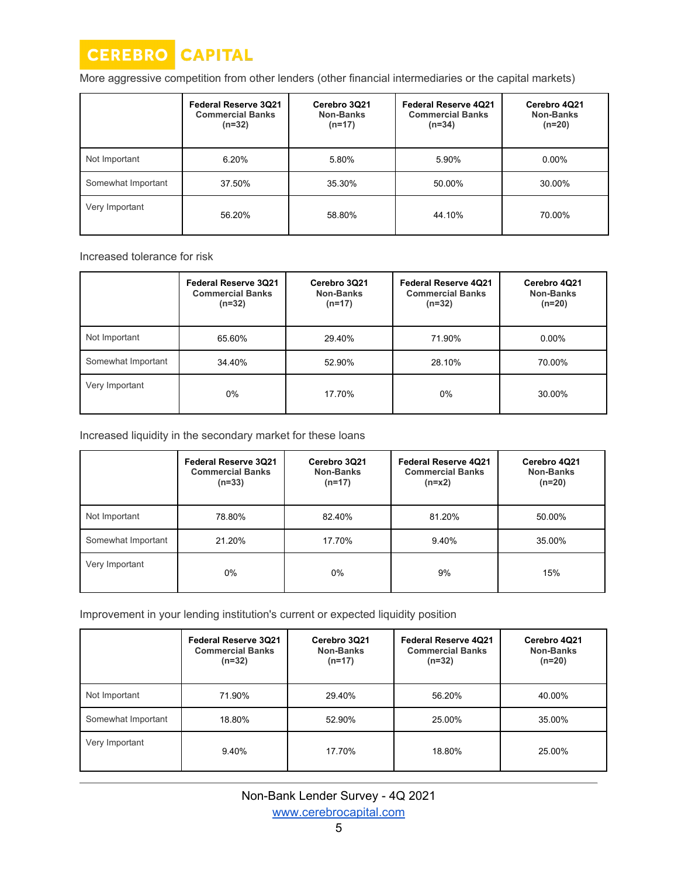CEREBRO CAPITAL

More aggressive competition from other lenders (other financial intermediaries or the capital markets)

| | Federal Reserve 3Q21 Commercial Banks (n=32) | Cerebro 3Q21 Non-Banks (n=17) | Federal Reserve 4Q21 Commercial Banks (n=34) | Cerebro 4Q21 Non-Banks (n=20) |
|---|---|---|---|---|
| Not Important | 6.20% | 5.80% | 5.90% | 0.00% |
| Somewhat Important | 37.50% | 35.30% | 50.00% | 30.00% |
| Very Important | 56.20% | 58.80% | 44.10% | 70.00% |

Increased tolerance for risk

| | Federal Reserve 3Q21 Commercial Banks (n=32) | Cerebro 3Q21 Non-Banks (n=17) | Federal Reserve 4Q21 Commercial Banks (n=32) | Cerebro 4Q21 Non-Banks (n=20) |
|---|---|---|---|---|
| Not Important | 65.60% | 29.40% | 71.90% | 0.00% |
| Somewhat Important | 34.40% | 52.90% | 28.10% | 70.00% |
| Very Important | 0% | 17.70% | 0% | 30.00% |

Increased liquidity in the secondary market for these loans

| | Federal Reserve 3Q21 Commercial Banks (n=33) | Cerebro 3Q21 Non-Banks (n=17) | Federal Reserve 4Q21 Commercial Banks (n=x2) | Cerebro 4Q21 Non-Banks (n=20) |
|---|---|---|---|---|
| Not Important | 78.80% | 82.40% | 81.20% | 50.00% |
| Somewhat Important | 21.20% | 17.70% | 9.40% | 35.00% |
| Very Important | 0% | 0% | 9% | 15% |

Improvement in your lending institution's current or expected liquidity position

| | Federal Reserve 3Q21 Commercial Banks (n=32) | Cerebro 3Q21 Non-Banks (n=17) | Federal Reserve 4Q21 Commercial Banks (n=32) | Cerebro 4Q21 Non-Banks (n=20) |
|---|---|---|---|---|
| Not Important | 71.90% | 29.40% | 56.20% | 40.00% |
| Somewhat Important | 18.80% | 52.90% | 25.00% | 35.00% |
| Very Important | 9.40% | 17.70% | 18.80% | 25.00% |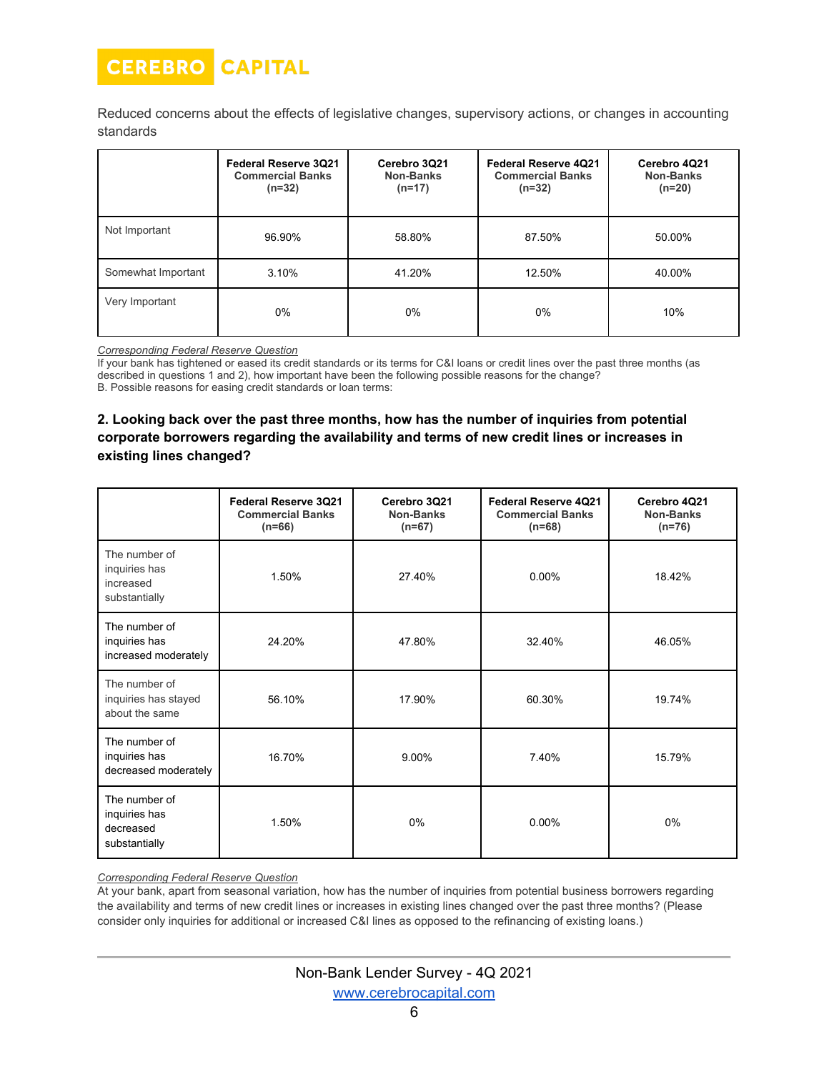Reduced concerns about the effects of legislative changes, supervisory actions, or changes in accounting standards

| | Federal Reserve 3Q21 Commercial Banks (n=32) | Cerebro 3Q21 Non-Banks (n=17) | Federal Reserve 4Q21 Commercial Banks (n=32) | Cerebro 4Q21 Non-Banks (n=20) |
|---|---|---|---|---|
| Not Important | 96.90% | 58.80% | 87.50% | 50.00% |
| Somewhat Important | 3.10% | 41.20% | 12.50% | 40.00% |
| Very Important | 0% | 0% | 0% | 10% |

*Corresponding Federal Reserve Question*
If your bank has tightened or eased its credit standards or its terms for C&I loans or credit lines over the past three months (as described in questions 1 and 2), how important have been the following possible reasons for the change?
B. Possible reasons for easing credit standards or loan terms:

### 2. Looking back over the past three months, how has the number of inquiries from potential corporate borrowers regarding the availability and terms of new credit lines or increases in existing lines changed?

| | Federal Reserve 3Q21 Commercial Banks (n=66) | Cerebro 3Q21 Non-Banks (n=67) | Federal Reserve 4Q21 Commercial Banks (n=68) | Cerebro 4Q21 Non-Banks (n=76) |
|---|---|---|---|---|
| The number of inquiries has increased substantially | 1.50% | 27.40% | 0.00% | 18.42% |
| The number of inquiries has increased moderately | 24.20% | 47.80% | 32.40% | 46.05% |
| The number of inquiries has stayed about the same | 56.10% | 17.90% | 60.30% | 19.74% |
| The number of inquiries has decreased moderately | 16.70% | 9.00% | 7.40% | 15.79% |
| The number of inquiries has decreased substantially | 1.50% | 0% | 0.00% | 0% |

*Corresponding Federal Reserve Question*
At your bank, apart from seasonal variation, how has the number of inquiries from potential business borrowers regarding the availability and terms of new credit lines or increases in existing lines changed over the past three months? (Please consider only inquiries for additional or increased C&I lines as opposed to the refinancing of existing loans.)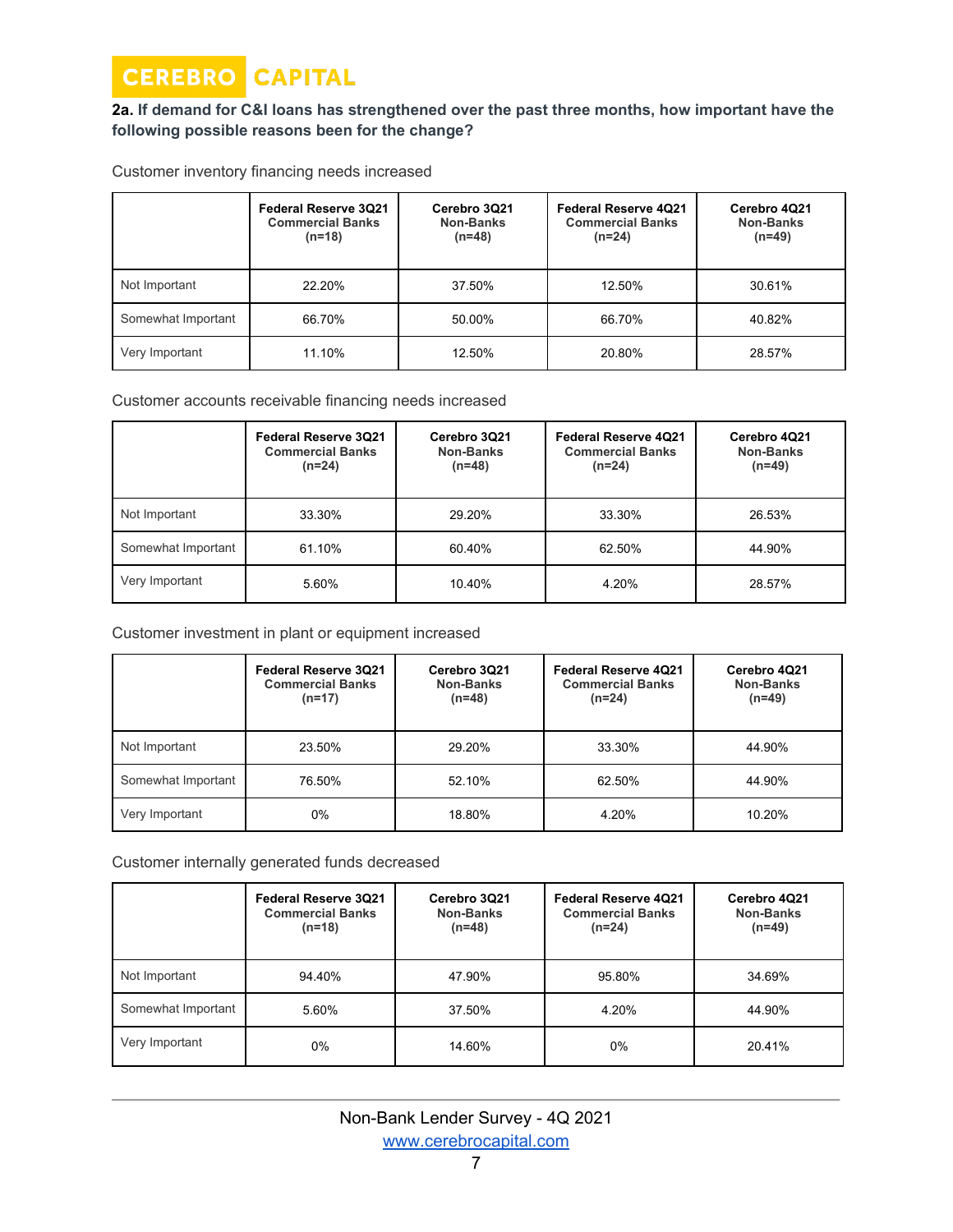**2a.** **If demand for C&I loans has strengthened over the past three months, how important have the following possible reasons been for the change?**

Customer inventory financing needs increased

| | Federal Reserve 3Q21 Commercial Banks (n=18) | Cerebro 3Q21 Non-Banks (n=48) | Federal Reserve 4Q21 Commercial Banks (n=24) | Cerebro 4Q21 Non-Banks (n=49) |
|---|---|---|---|---|
| Not Important | 22.20% | 37.50% | 12.50% | 30.61% |
| Somewhat Important | 66.70% | 50.00% | 66.70% | 40.82% |
| Very Important | 11.10% | 12.50% | 20.80% | 28.57% |

Customer accounts receivable financing needs increased

| | Federal Reserve 3Q21 Commercial Banks (n=24) | Cerebro 3Q21 Non-Banks (n=48) | Federal Reserve 4Q21 Commercial Banks (n=24) | Cerebro 4Q21 Non-Banks (n=49) |
|---|---|---|---|---|
| Not Important | 33.30% | 29.20% | 33.30% | 26.53% |
| Somewhat Important | 61.10% | 60.40% | 62.50% | 44.90% |
| Very Important | 5.60% | 10.40% | 4.20% | 28.57% |

Customer investment in plant or equipment increased

| | Federal Reserve 3Q21 Commercial Banks (n=17) | Cerebro 3Q21 Non-Banks (n=48) | Federal Reserve 4Q21 Commercial Banks (n=24) | Cerebro 4Q21 Non-Banks (n=49) |
|---|---|---|---|---|
| Not Important | 23.50% | 29.20% | 33.30% | 44.90% |
| Somewhat Important | 76.50% | 52.10% | 62.50% | 44.90% |
| Very Important | 0% | 18.80% | 4.20% | 10.20% |

Customer internally generated funds decreased

| | Federal Reserve 3Q21 Commercial Banks (n=18) | Cerebro 3Q21 Non-Banks (n=48) | Federal Reserve 4Q21 Commercial Banks (n=24) | Cerebro 4Q21 Non-Banks (n=49) |
|---|---|---|---|---|
| Not Important | 94.40% | 47.90% | 95.80% | 34.69% |
| Somewhat Important | 5.60% | 37.50% | 4.20% | 44.90% |
| Very Important | 0% | 14.60% | 0% | 20.41% |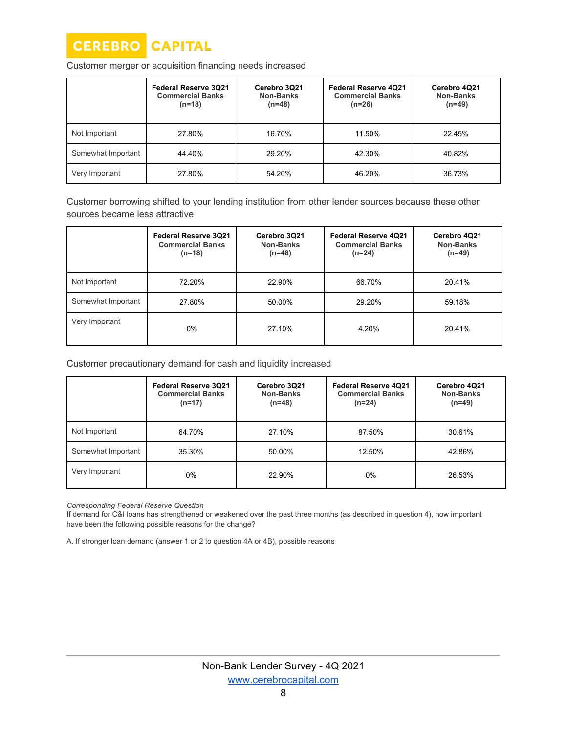Customer merger or acquisition financing needs increased

| | Federal Reserve 3Q21 Commercial Banks (n=18) | Cerebro 3Q21 Non-Banks (n=48) | Federal Reserve 4Q21 Commercial Banks (n=26) | Cerebro 4Q21 Non-Banks (n=49) |
|---|---|---|---|---|
| Not Important | 27.80% | 16.70% | 11.50% | 22.45% |
| Somewhat Important | 44.40% | 29.20% | 42.30% | 40.82% |
| Very Important | 27.80% | 54.20% | 46.20% | 36.73% |

Customer borrowing shifted to your lending institution from other lender sources because these other sources became less attractive

| | Federal Reserve 3Q21 Commercial Banks (n=18) | Cerebro 3Q21 Non-Banks (n=48) | Federal Reserve 4Q21 Commercial Banks (n=24) | Cerebro 4Q21 Non-Banks (n=49) |
|---|---|---|---|---|
| Not Important | 72.20% | 22.90% | 66.70% | 20.41% |
| Somewhat Important | 27.80% | 50.00% | 29.20% | 59.18% |
| Very Important | 0% | 27.10% | 4.20% | 20.41% |

Customer precautionary demand for cash and liquidity increased

| | Federal Reserve 3Q21 Commercial Banks (n=17) | Cerebro 3Q21 Non-Banks (n=48) | Federal Reserve 4Q21 Commercial Banks (n=24) | Cerebro 4Q21 Non-Banks (n=49) |
|---|---|---|---|---|
| Not Important | 64.70% | 27.10% | 87.50% | 30.61% |
| Somewhat Important | 35.30% | 50.00% | 12.50% | 42.86% |
| Very Important | 0% | 22.90% | 0% | 26.53% |

*Corresponding Federal Reserve Question*

If demand for C&I loans has strengthened or weakened over the past three months (as described in question 4), how important have been the following possible reasons for the change?

A. If stronger loan demand (answer 1 or 2 to question 4A or 4B), possible reasons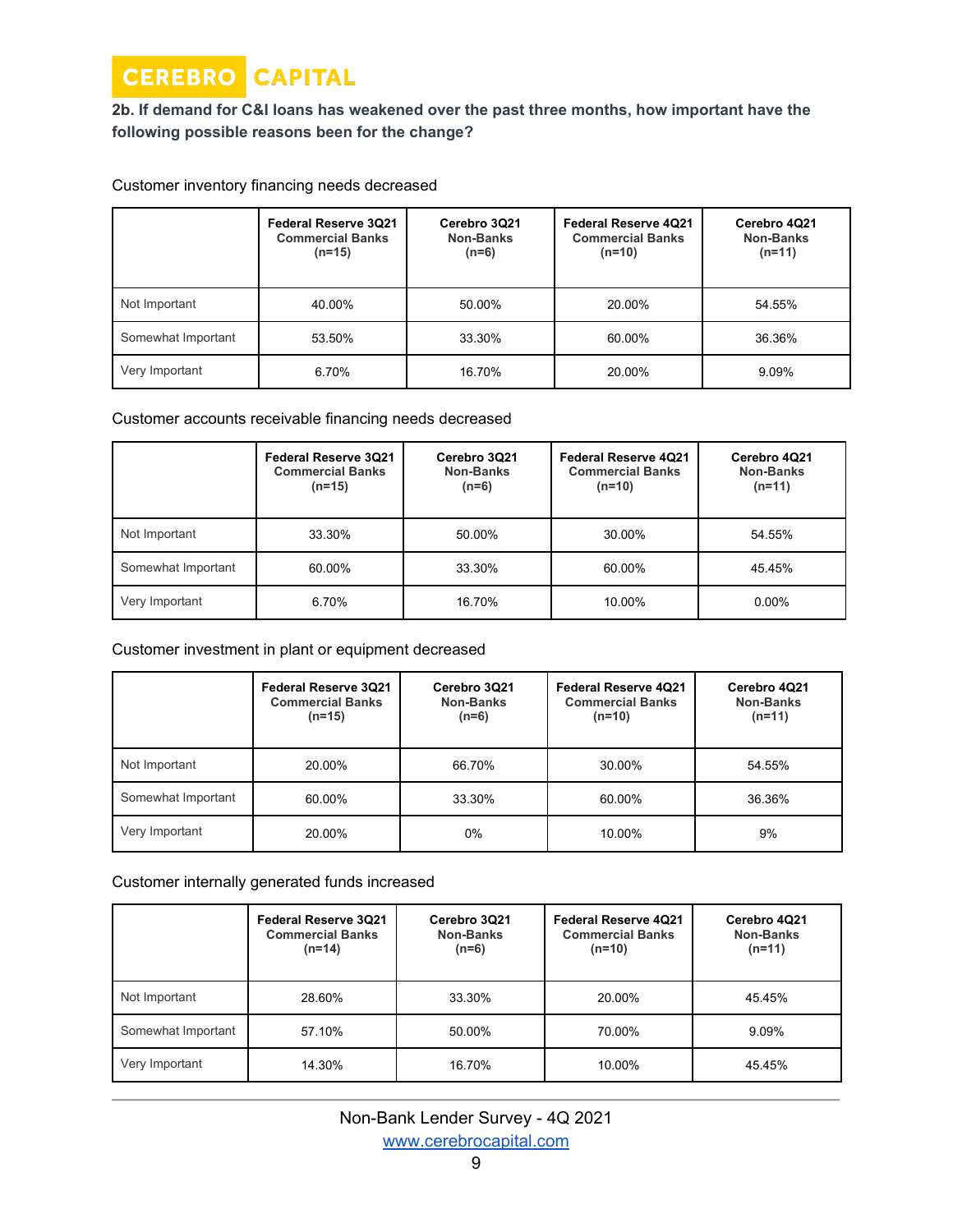**2b. If demand for C&I loans has weakened over the past three months, how important have the following possible reasons been for the change?**

Customer inventory financing needs decreased

| | Federal Reserve 3Q21 Commercial Banks (n=15) | Cerebro 3Q21 Non-Banks (n=6) | Federal Reserve 4Q21 Commercial Banks (n=10) | Cerebro 4Q21 Non-Banks (n=11) |
|---|---|---|---|---|
| Not Important | 40.00% | 50.00% | 20.00% | 54.55% |
| Somewhat Important | 53.50% | 33.30% | 60.00% | 36.36% |
| Very Important | 6.70% | 16.70% | 20.00% | 9.09% |

Customer accounts receivable financing needs decreased

| | Federal Reserve 3Q21 Commercial Banks (n=15) | Cerebro 3Q21 Non-Banks (n=6) | Federal Reserve 4Q21 Commercial Banks (n=10) | Cerebro 4Q21 Non-Banks (n=11) |
|---|---|---|---|---|
| Not Important | 33.30% | 50.00% | 30.00% | 54.55% |
| Somewhat Important | 60.00% | 33.30% | 60.00% | 45.45% |
| Very Important | 6.70% | 16.70% | 10.00% | 0.00% |

Customer investment in plant or equipment decreased

| | Federal Reserve 3Q21 Commercial Banks (n=15) | Cerebro 3Q21 Non-Banks (n=6) | Federal Reserve 4Q21 Commercial Banks (n=10) | Cerebro 4Q21 Non-Banks (n=11) |
|---|---|---|---|---|
| Not Important | 20.00% | 66.70% | 30.00% | 54.55% |
| Somewhat Important | 60.00% | 33.30% | 60.00% | 36.36% |
| Very Important | 20.00% | 0% | 10.00% | 9% |

Customer internally generated funds increased

| | Federal Reserve 3Q21 Commercial Banks (n=14) | Cerebro 3Q21 Non-Banks (n=6) | Federal Reserve 4Q21 Commercial Banks (n=10) | Cerebro 4Q21 Non-Banks (n=11) |
|---|---|---|---|---|
| Not Important | 28.60% | 33.30% | 20.00% | 45.45% |
| Somewhat Important | 57.10% | 50.00% | 70.00% | 9.09% |
| Very Important | 14.30% | 16.70% | 10.00% | 45.45% |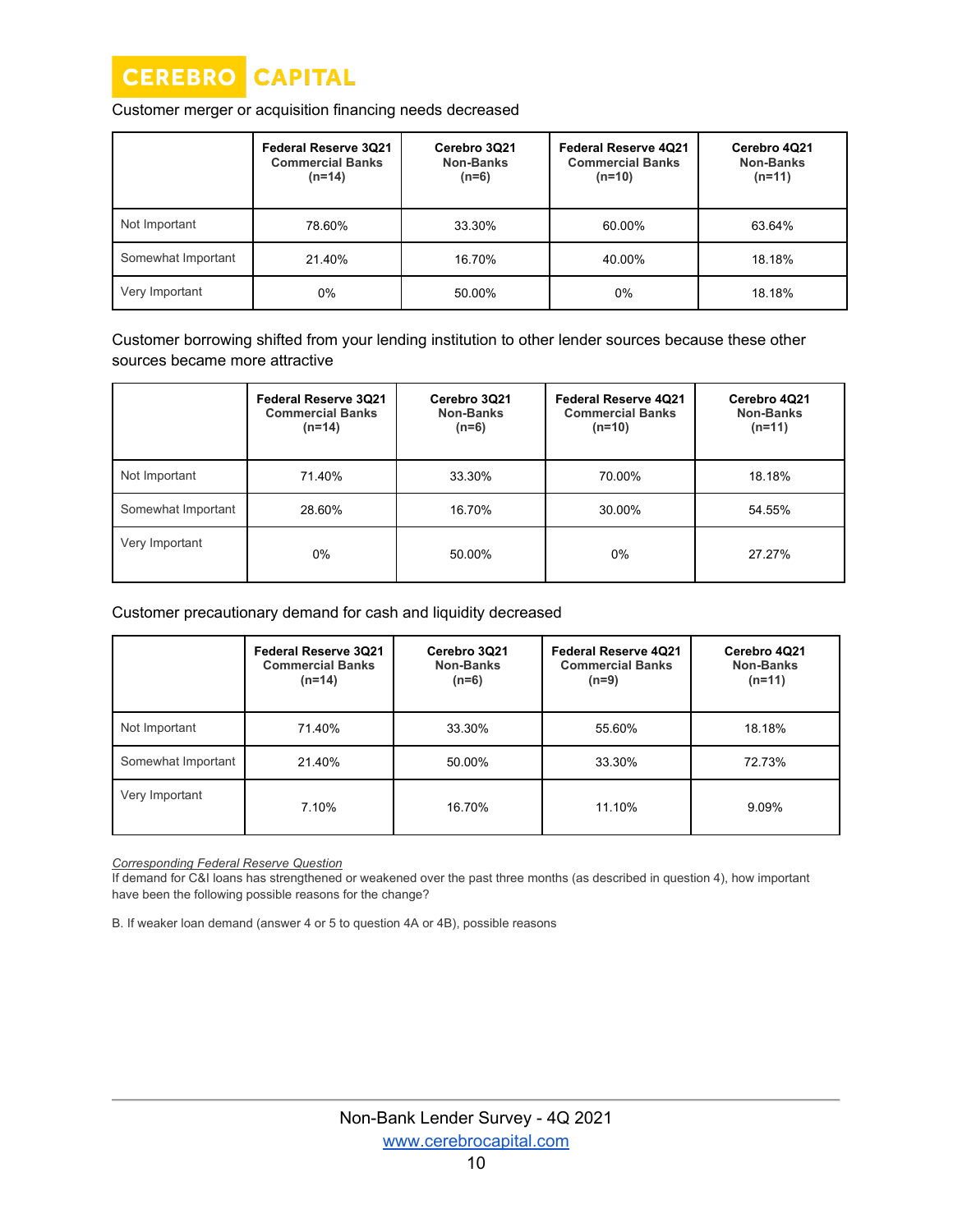Customer merger or acquisition financing needs decreased

| | Federal Reserve 3Q21 Commercial Banks (n=14) | Cerebro 3Q21 Non-Banks (n=6) | Federal Reserve 4Q21 Commercial Banks (n=10) | Cerebro 4Q21 Non-Banks (n=11) |
|---|---|---|---|---|
| Not Important | 78.60% | 33.30% | 60.00% | 63.64% |
| Somewhat Important | 21.40% | 16.70% | 40.00% | 18.18% |
| Very Important | 0% | 50.00% | 0% | 18.18% |

Customer borrowing shifted from your lending institution to other lender sources because these other sources became more attractive

| | Federal Reserve 3Q21 Commercial Banks (n=14) | Cerebro 3Q21 Non-Banks (n=6) | Federal Reserve 4Q21 Commercial Banks (n=10) | Cerebro 4Q21 Non-Banks (n=11) |
|---|---|---|---|---|
| Not Important | 71.40% | 33.30% | 70.00% | 18.18% |
| Somewhat Important | 28.60% | 16.70% | 30.00% | 54.55% |
| Very Important | 0% | 50.00% | 0% | 27.27% |

Customer precautionary demand for cash and liquidity decreased

| | Federal Reserve 3Q21 Commercial Banks (n=14) | Cerebro 3Q21 Non-Banks (n=6) | Federal Reserve 4Q21 Commercial Banks (n=9) | Cerebro 4Q21 Non-Banks (n=11) |
|---|---|---|---|---|
| Not Important | 71.40% | 33.30% | 55.60% | 18.18% |
| Somewhat Important | 21.40% | 50.00% | 33.30% | 72.73% |
| Very Important | 7.10% | 16.70% | 11.10% | 9.09% |

*Corresponding Federal Reserve Question*

If demand for C&I loans has strengthened or weakened over the past three months (as described in question 4), how important have been the following possible reasons for the change?

B. If weaker loan demand (answer 4 or 5 to question 4A or 4B), possible reasons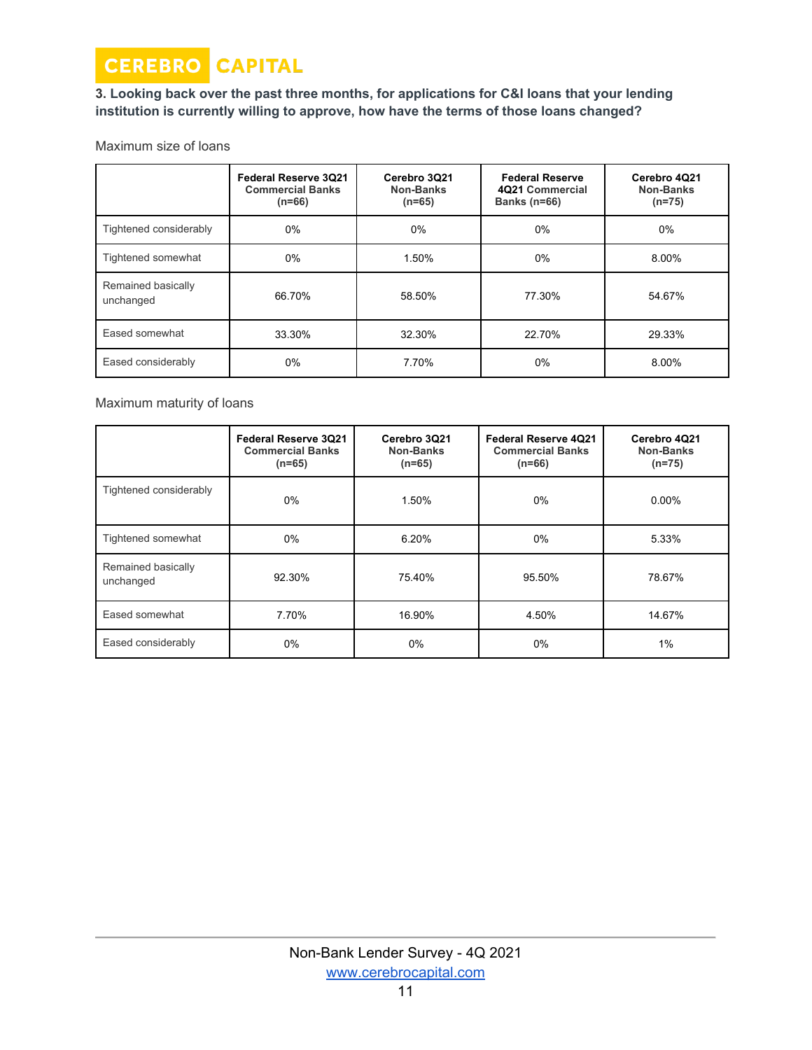**3. Looking back over the past three months, for applications for C&I loans that your lending institution is currently willing to approve, how have the terms of those loans changed?**

Maximum size of loans

| | Federal Reserve 3Q21 Commercial Banks (n=66) | Cerebro 3Q21 Non-Banks (n=65) | Federal Reserve 4Q21 Commercial Banks (n=66) | Cerebro 4Q21 Non-Banks (n=75) |
|---|---|---|---|---|
| Tightened considerably | 0% | 0% | 0% | 0% |
| Tightened somewhat | 0% | 1.50% | 0% | 8.00% |
| Remained basically unchanged | 66.70% | 58.50% | 77.30% | 54.67% |
| Eased somewhat | 33.30% | 32.30% | 22.70% | 29.33% |
| Eased considerably | 0% | 7.70% | 0% | 8.00% |

Maximum maturity of loans

| | Federal Reserve 3Q21 Commercial Banks (n=65) | Cerebro 3Q21 Non-Banks (n=65) | Federal Reserve 4Q21 Commercial Banks (n=66) | Cerebro 4Q21 Non-Banks (n=75) |
|---|---|---|---|---|
| Tightened considerably | 0% | 1.50% | 0% | 0.00% |
| Tightened somewhat | 0% | 6.20% | 0% | 5.33% |
| Remained basically unchanged | 92.30% | 75.40% | 95.50% | 78.67% |
| Eased somewhat | 7.70% | 16.90% | 4.50% | 14.67% |
| Eased considerably | 0% | 0% | 0% | 1% |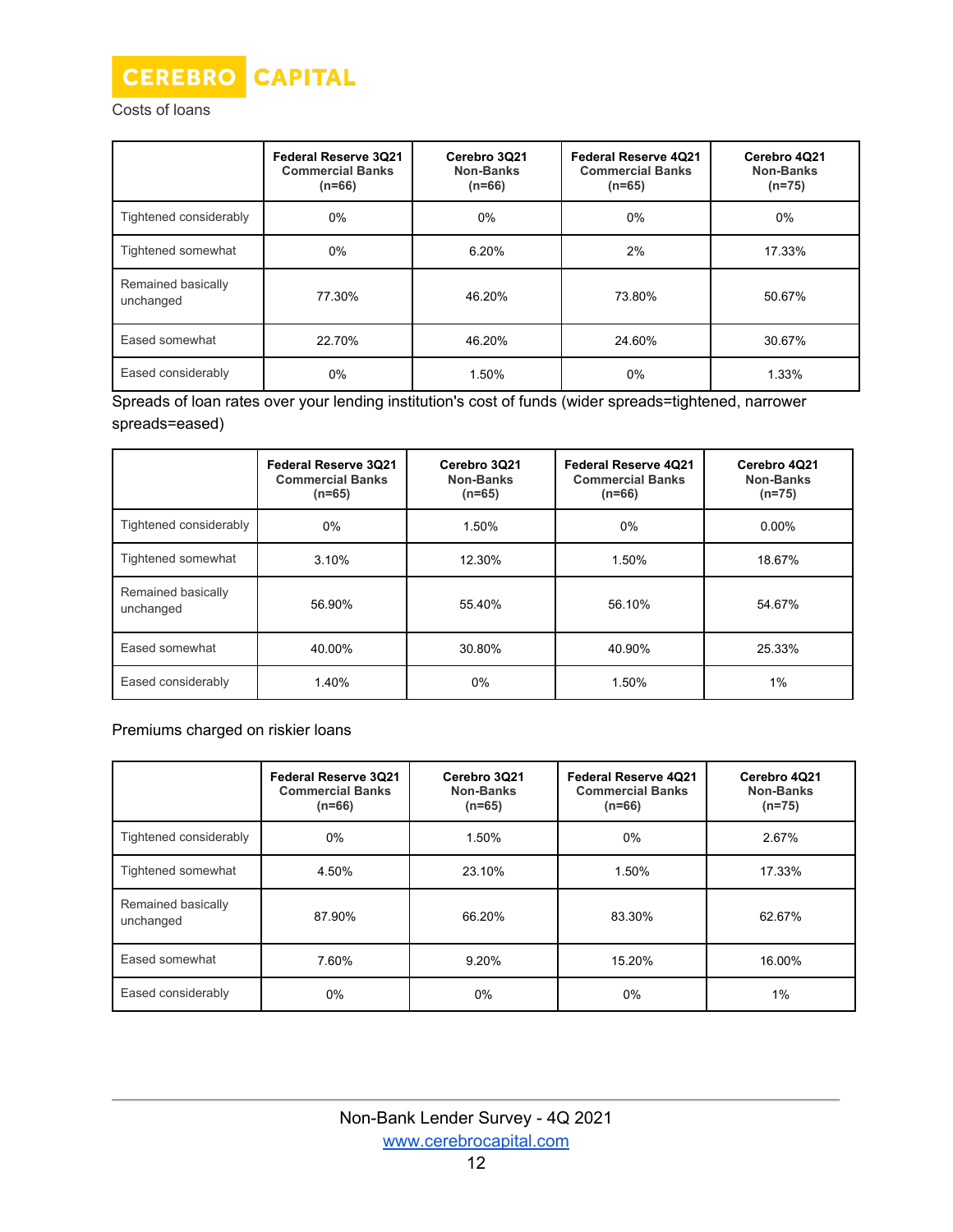Costs of loans

| | Federal Reserve 3Q21 Commercial Banks (n=66) | Cerebro 3Q21 Non-Banks (n=66) | Federal Reserve 4Q21 Commercial Banks (n=65) | Cerebro 4Q21 Non-Banks (n=75) |
|---|---|---|---|---|
| Tightened considerably | 0% | 0% | 0% | 0% |
| Tightened somewhat | 0% | 6.20% | 2% | 17.33% |
| Remained basically unchanged | 77.30% | 46.20% | 73.80% | 50.67% |
| Eased somewhat | 22.70% | 46.20% | 24.60% | 30.67% |
| Eased considerably | 0% | 1.50% | 0% | 1.33% |

Spreads of loan rates over your lending institution's cost of funds (wider spreads=tightened, narrower spreads=eased)

| | Federal Reserve 3Q21 Commercial Banks (n=65) | Cerebro 3Q21 Non-Banks (n=65) | Federal Reserve 4Q21 Commercial Banks (n=66) | Cerebro 4Q21 Non-Banks (n=75) |
|---|---|---|---|---|
| Tightened considerably | 0% | 1.50% | 0% | 0.00% |
| Tightened somewhat | 3.10% | 12.30% | 1.50% | 18.67% |
| Remained basically unchanged | 56.90% | 55.40% | 56.10% | 54.67% |
| Eased somewhat | 40.00% | 30.80% | 40.90% | 25.33% |
| Eased considerably | 1.40% | 0% | 1.50% | 1% |

Premiums charged on riskier loans

| | Federal Reserve 3Q21 Commercial Banks (n=66) | Cerebro 3Q21 Non-Banks (n=65) | Federal Reserve 4Q21 Commercial Banks (n=66) | Cerebro 4Q21 Non-Banks (n=75) |
|---|---|---|---|---|
| Tightened considerably | 0% | 1.50% | 0% | 2.67% |
| Tightened somewhat | 4.50% | 23.10% | 1.50% | 17.33% |
| Remained basically unchanged | 87.90% | 66.20% | 83.30% | 62.67% |
| Eased somewhat | 7.60% | 9.20% | 15.20% | 16.00% |
| Eased considerably | 0% | 0% | 0% | 1% |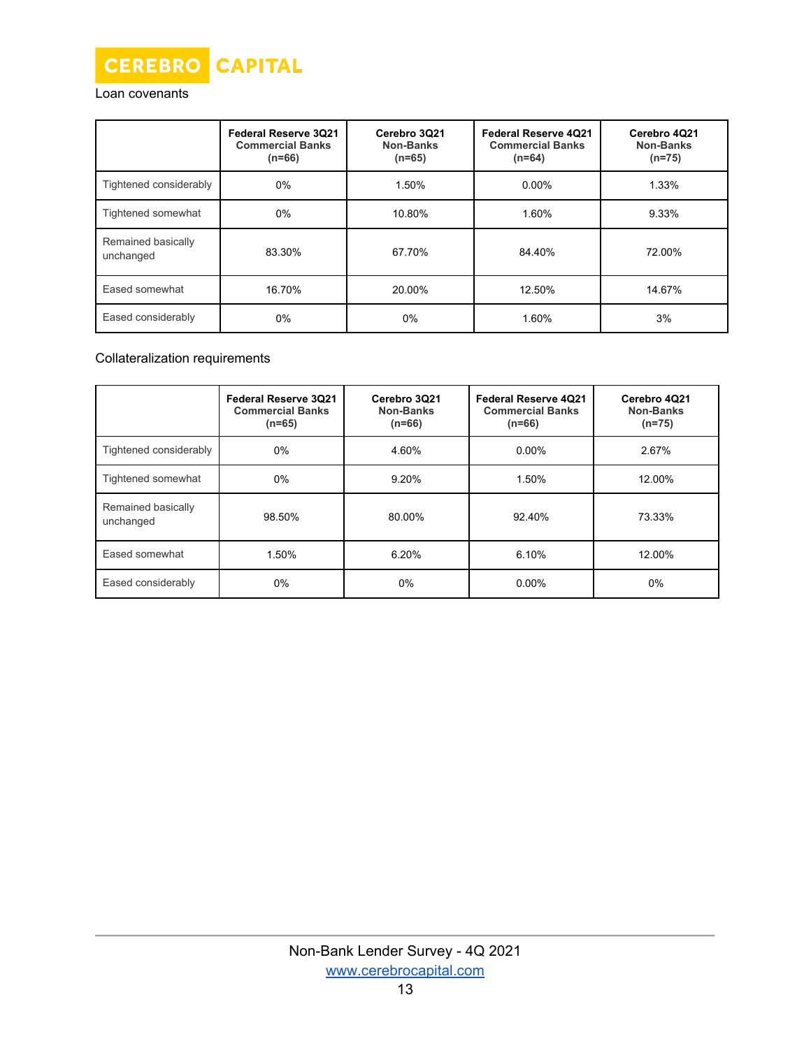Loan covenants

| | Federal Reserve 3Q21 Commercial Banks (n=66) | Cerebro 3Q21 Non-Banks (n=65) | Federal Reserve 4Q21 Commercial Banks (n=64) | Cerebro 4Q21 Non-Banks (n=75) |
|---|---|---|---|---|
| Tightened considerably | 0% | 1.50% | 0.00% | 1.33% |
| Tightened somewhat | 0% | 10.80% | 1.60% | 9.33% |
| Remained basically unchanged | 83.30% | 67.70% | 84.40% | 72.00% |
| Eased somewhat | 16.70% | 20.00% | 12.50% | 14.67% |
| Eased considerably | 0% | 0% | 1.60% | 3% |

Collateralization requirements

| | Federal Reserve 3Q21 Commercial Banks (n=65) | Cerebro 3Q21 Non-Banks (n=66) | Federal Reserve 4Q21 Commercial Banks (n=66) | Cerebro 4Q21 Non-Banks (n=75) |
|---|---|---|---|---|
| Tightened considerably | 0% | 4.60% | 0.00% | 2.67% |
| Tightened somewhat | 0% | 9.20% | 1.50% | 12.00% |
| Remained basically unchanged | 98.50% | 80.00% | 92.40% | 73.33% |
| Eased somewhat | 1.50% | 6.20% | 6.10% | 12.00% |
| Eased considerably | 0% | 0% | 0.00% | 0% |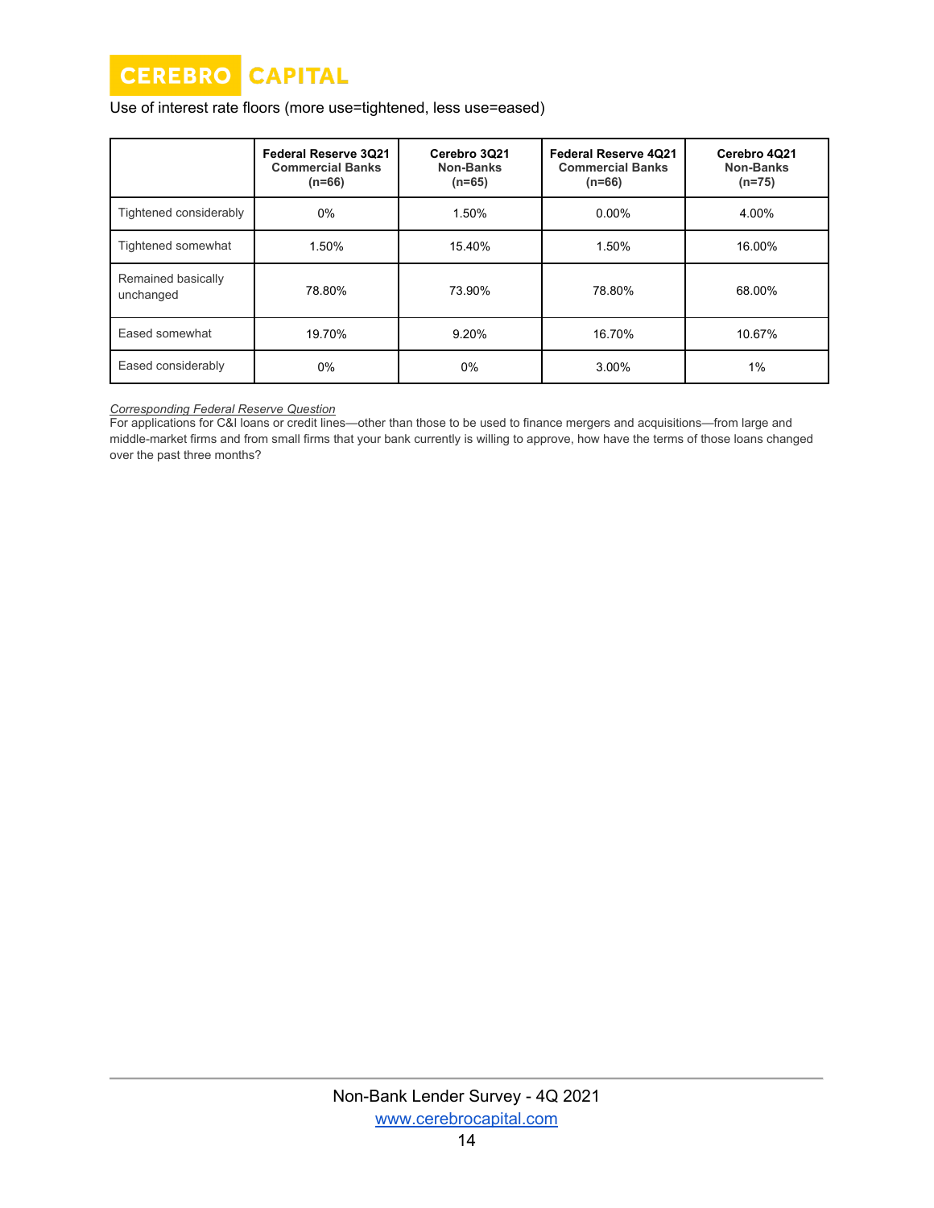Use of interest rate floors (more use=tightened, less use=eased)

| | Federal Reserve 3Q21 Commercial Banks (n=66) | Cerebro 3Q21 Non-Banks (n=65) | Federal Reserve 4Q21 Commercial Banks (n=66) | Cerebro 4Q21 Non-Banks (n=75) |
|---|---|---|---|---|
| Tightened considerably | 0% | 1.50% | 0.00% | 4.00% |
| Tightened somewhat | 1.50% | 15.40% | 1.50% | 16.00% |
| Remained basically unchanged | 78.80% | 73.90% | 78.80% | 68.00% |
| Eased somewhat | 19.70% | 9.20% | 16.70% | 10.67% |
| Eased considerably | 0% | 0% | 3.00% | 1% |

*Corresponding Federal Reserve Question*
For applications for C&I loans or credit lines—other than those to be used to finance mergers and acquisitions—from large and middle-market firms and from small firms that your bank currently is willing to approve, how have the terms of those loans changed over the past three months?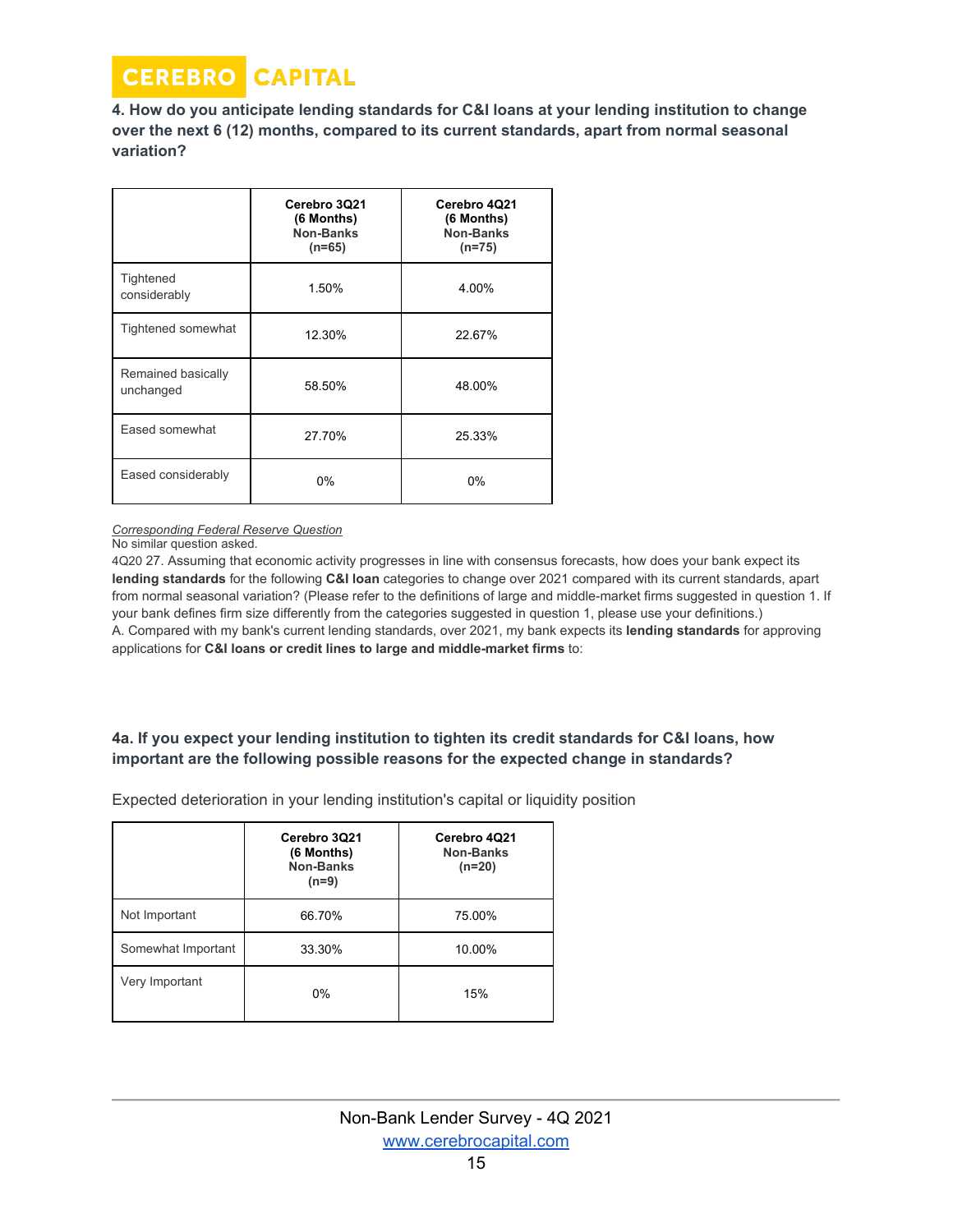**4. How do you anticipate lending standards for C&I loans at your lending institution to change over the next 6 (12) months, compared to its current standards, apart from normal seasonal variation?**

| | Cerebro 3Q21 (6 Months) Non-Banks (n=65) | Cerebro 4Q21 (6 Months) Non-Banks (n=75) |
|---|---|---|
| Tightened considerably | 1.50% | 4.00% |
| Tightened somewhat | 12.30% | 22.67% |
| Remained basically unchanged | 58.50% | 48.00% |
| Eased somewhat | 27.70% | 25.33% |
| Eased considerably | 0% | 0% |

*Corresponding Federal Reserve Question*
No similar question asked.
4Q20 27. Assuming that economic activity progresses in line with consensus forecasts, how does your bank expect its **lending standards** for the following **C&I loan** categories to change over 2021 compared with its current standards, apart from normal seasonal variation? (Please refer to the definitions of large and middle-market firms suggested in question 1. If your bank defines firm size differently from the categories suggested in question 1, please use your definitions.)
A. Compared with my bank's current lending standards, over 2021, my bank expects its **lending standards** for approving applications for **C&I loans or credit lines to large and middle-market firms** to:

**4a. If you expect your lending institution to tighten its credit standards for C&I loans, how important are the following possible reasons for the expected change in standards?**

Expected deterioration in your lending institution's capital or liquidity position

| | Cerebro 3Q21 (6 Months) Non-Banks (n=9) | Cerebro 4Q21 Non-Banks (n=20) |
|---|---|---|
| Not Important | 66.70% | 75.00% |
| Somewhat Important | 33.30% | 10.00% |
| Very Important | 0% | 15% |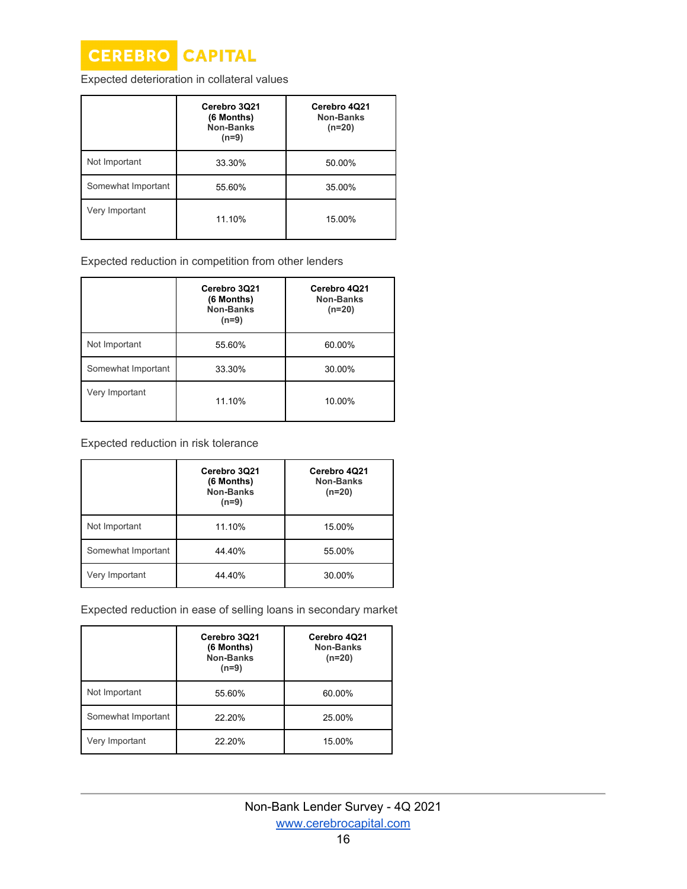Expected deterioration in collateral values

| | Cerebro 3Q21 (6 Months) Non-Banks (n=9) | Cerebro 4Q21 Non-Banks (n=20) |
|---|---|---|
| Not Important | 33.30% | 50.00% |
| Somewhat Important | 55.60% | 35.00% |
| Very Important | 11.10% | 15.00% |

Expected reduction in competition from other lenders

| | Cerebro 3Q21 (6 Months) Non-Banks (n=9) | Cerebro 4Q21 Non-Banks (n=20) |
|---|---|---|
| Not Important | 55.60% | 60.00% |
| Somewhat Important | 33.30% | 30.00% |
| Very Important | 11.10% | 10.00% |

Expected reduction in risk tolerance

| | Cerebro 3Q21 (6 Months) Non-Banks (n=9) | Cerebro 4Q21 Non-Banks (n=20) |
|---|---|---|
| Not Important | 11.10% | 15.00% |
| Somewhat Important | 44.40% | 55.00% |
| Very Important | 44.40% | 30.00% |

Expected reduction in ease of selling loans in secondary market

| | Cerebro 3Q21 (6 Months) Non-Banks (n=9) | Cerebro 4Q21 Non-Banks (n=20) |
|---|---|---|
| Not Important | 55.60% | 60.00% |
| Somewhat Important | 22.20% | 25.00% |
| Very Important | 22.20% | 15.00% |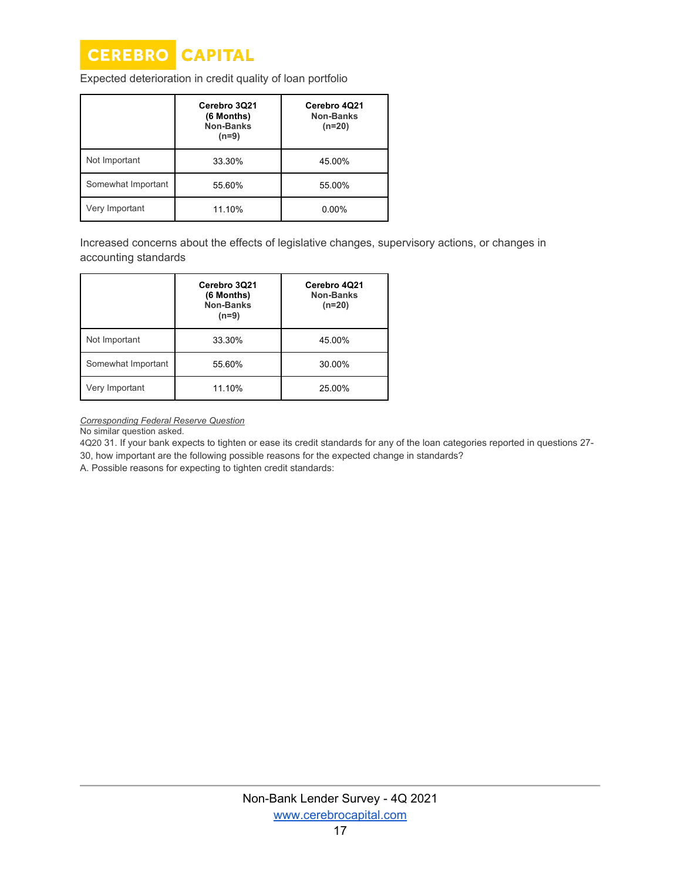Expected deterioration in credit quality of loan portfolio

| | Cerebro 3Q21 (6 Months) Non-Banks (n=9) | Cerebro 4Q21 Non-Banks (n=20) |
|---|---|---|
| Not Important | 33.30% | 45.00% |
| Somewhat Important | 55.60% | 55.00% |
| Very Important | 11.10% | 0.00% |

Increased concerns about the effects of legislative changes, supervisory actions, or changes in accounting standards

| | Cerebro 3Q21 (6 Months) Non-Banks (n=9) | Cerebro 4Q21 Non-Banks (n=20) |
|---|---|---|
| Not Important | 33.30% | 45.00% |
| Somewhat Important | 55.60% | 30.00% |
| Very Important | 11.10% | 25.00% |

*Corresponding Federal Reserve Question*

No similar question asked.

4Q20 31. If your bank expects to tighten or ease its credit standards for any of the loan categories reported in questions 27-30, how important are the following possible reasons for the expected change in standards?

A. Possible reasons for expecting to tighten credit standards: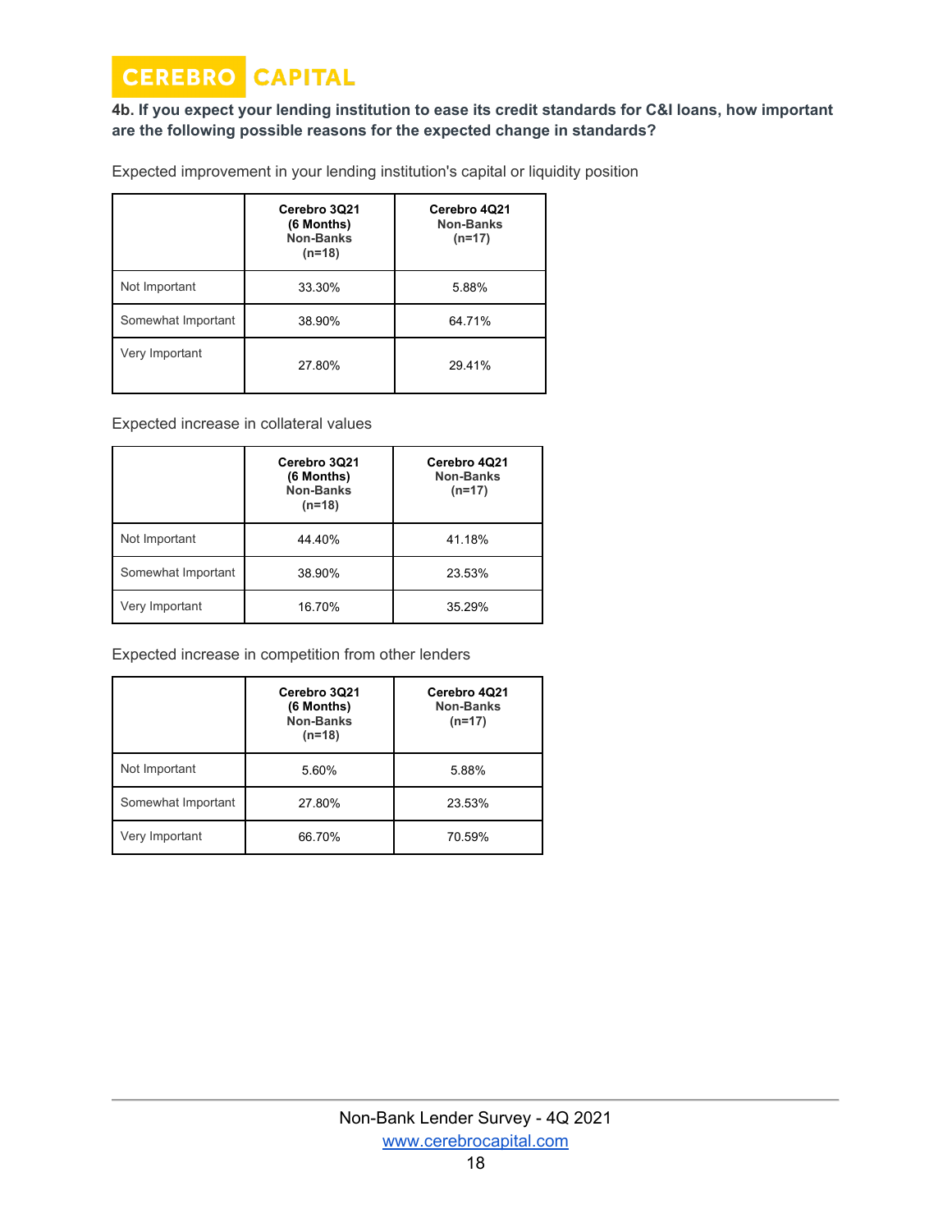**4b. If you expect your lending institution to ease its credit standards for C&I loans, how important are the following possible reasons for the expected change in standards?**

Expected improvement in your lending institution's capital or liquidity position

| | Cerebro 3Q21 (6 Months) Non-Banks (n=18) | Cerebro 4Q21 Non-Banks (n=17) |
|---|---|---|
| Not Important | 33.30% | 5.88% |
| Somewhat Important | 38.90% | 64.71% |
| Very Important | 27.80% | 29.41% |

Expected increase in collateral values

| | Cerebro 3Q21 (6 Months) Non-Banks (n=18) | Cerebro 4Q21 Non-Banks (n=17) |
|---|---|---|
| Not Important | 44.40% | 41.18% |
| Somewhat Important | 38.90% | 23.53% |
| Very Important | 16.70% | 35.29% |

Expected increase in competition from other lenders

| | Cerebro 3Q21 (6 Months) Non-Banks (n=18) | Cerebro 4Q21 Non-Banks (n=17) |
|---|---|---|
| Not Important | 5.60% | 5.88% |
| Somewhat Important | 27.80% | 23.53% |
| Very Important | 66.70% | 70.59% |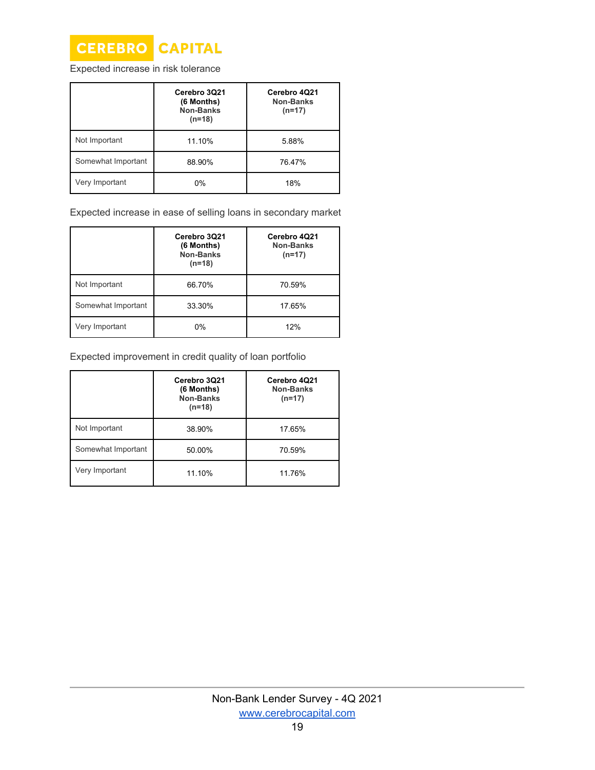Expected increase in risk tolerance

| | Cerebro 3Q21 (6 Months) Non-Banks (n=18) | Cerebro 4Q21 Non-Banks (n=17) |
|---|---|---|
| Not Important | 11.10% | 5.88% |
| Somewhat Important | 88.90% | 76.47% |
| Very Important | 0% | 18% |

Expected increase in ease of selling loans in secondary market

| | Cerebro 3Q21 (6 Months) Non-Banks (n=18) | Cerebro 4Q21 Non-Banks (n=17) |
|---|---|---|
| Not Important | 66.70% | 70.59% |
| Somewhat Important | 33.30% | 17.65% |
| Very Important | 0% | 12% |

Expected improvement in credit quality of loan portfolio

| | Cerebro 3Q21 (6 Months) Non-Banks (n=18) | Cerebro 4Q21 Non-Banks (n=17) |
|---|---|---|
| Not Important | 38.90% | 17.65% |
| Somewhat Important | 50.00% | 70.59% |
| Very Important | 11.10% | 11.76% |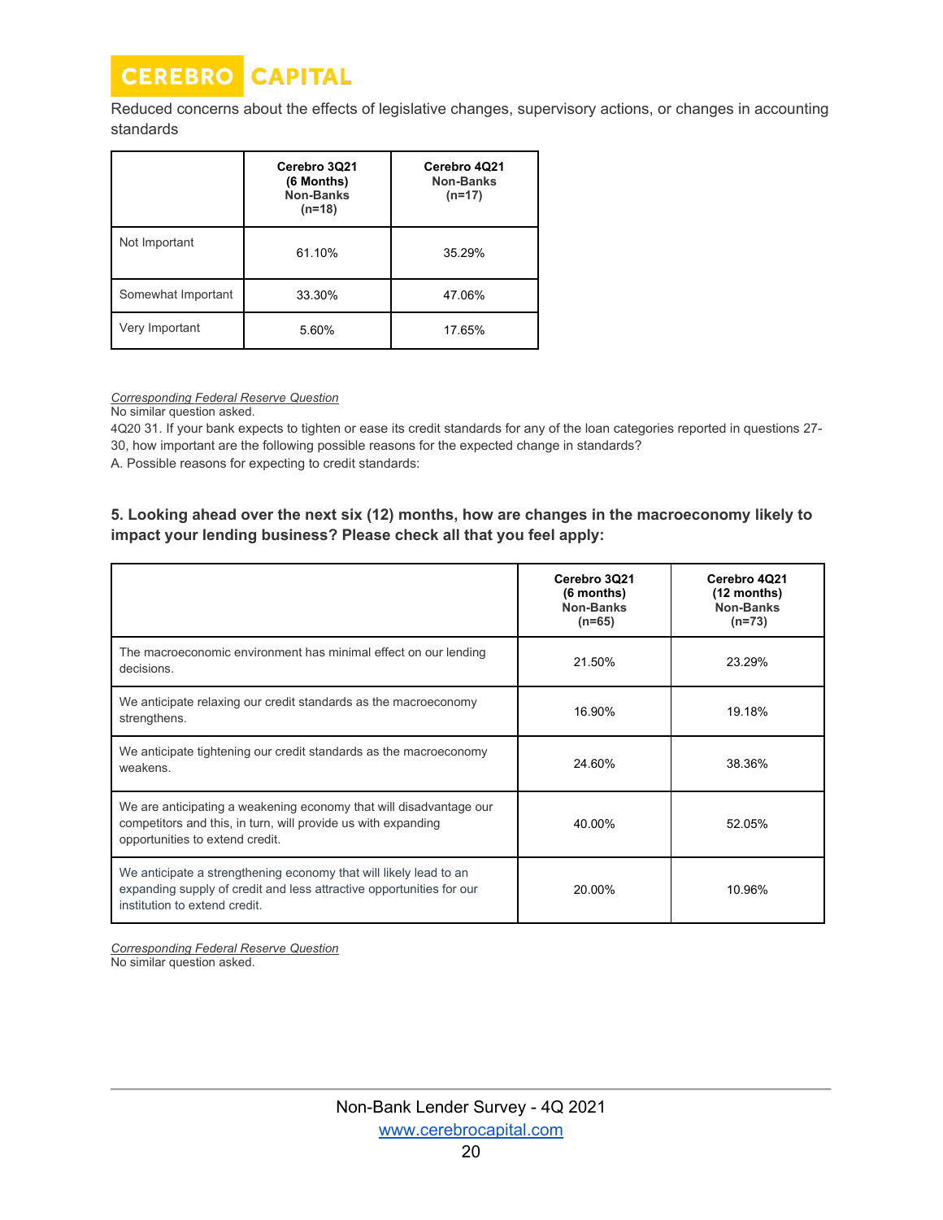Reduced concerns about the effects of legislative changes, supervisory actions, or changes in accounting standards

| | Cerebro 3Q21 (6 Months) Non-Banks (n=18) | Cerebro 4Q21 Non-Banks (n=17) |
|---|---|---|
| Not Important | 61.10% | 35.29% |
| Somewhat Important | 33.30% | 47.06% |
| Very Important | 5.60% | 17.65% |

*Corresponding Federal Reserve Question*
No similar question asked.
4Q20 31. If your bank expects to tighten or ease its credit standards for any of the loan categories reported in questions 27-30, how important are the following possible reasons for the expected change in standards?
A. Possible reasons for expecting to credit standards:

**5. Looking ahead over the next six (12) months, how are changes in the macroeconomy likely to impact your lending business? Please check all that you feel apply:**

| | Cerebro 3Q21 (6 months) Non-Banks (n=65) | Cerebro 4Q21 (12 months) Non-Banks (n=73) |
|---|---|---|
| The macroeconomic environment has minimal effect on our lending decisions. | 21.50% | 23.29% |
| We anticipate relaxing our credit standards as the macroeconomy strengthens. | 16.90% | 19.18% |
| We anticipate tightening our credit standards as the macroeconomy weakens. | 24.60% | 38.36% |
| We are anticipating a weakening economy that will disadvantage our competitors and this, in turn, will provide us with expanding opportunities to extend credit. | 40.00% | 52.05% |
| We anticipate a strengthening economy that will likely lead to an expanding supply of credit and less attractive opportunities for our institution to extend credit. | 20.00% | 10.96% |

*Corresponding Federal Reserve Question*
No similar question asked.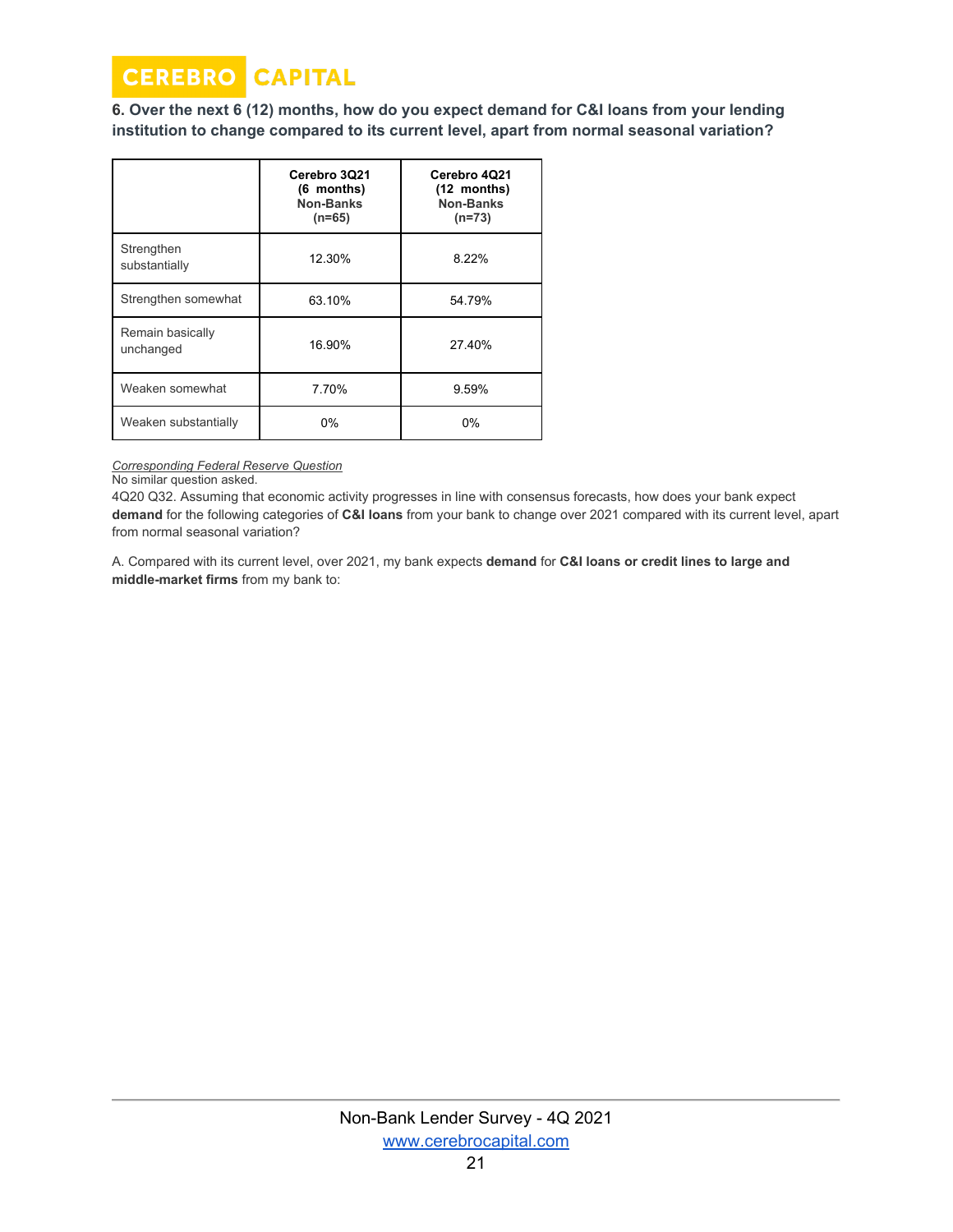**6. Over the next 6 (12) months, how do you expect demand for C&I loans from your lending institution to change compared to its current level, apart from normal seasonal variation?**

| | Cerebro 3Q21 (6 months) Non-Banks (n=65) | Cerebro 4Q21 (12 months) Non-Banks (n=73) |
|---|---|---|
| Strengthen substantially | 12.30% | 8.22% |
| Strengthen somewhat | 63.10% | 54.79% |
| Remain basically unchanged | 16.90% | 27.40% |
| Weaken somewhat | 7.70% | 9.59% |
| Weaken substantially | 0% | 0% |

*Corresponding Federal Reserve Question*
No similar question asked.
4Q20 Q32. Assuming that economic activity progresses in line with consensus forecasts, how does your bank expect **demand** for the following categories of **C&I loans** from your bank to change over 2021 compared with its current level, apart from normal seasonal variation?

A. Compared with its current level, over 2021, my bank expects **demand** for **C&I loans or credit lines to large and middle-market firms** from my bank to: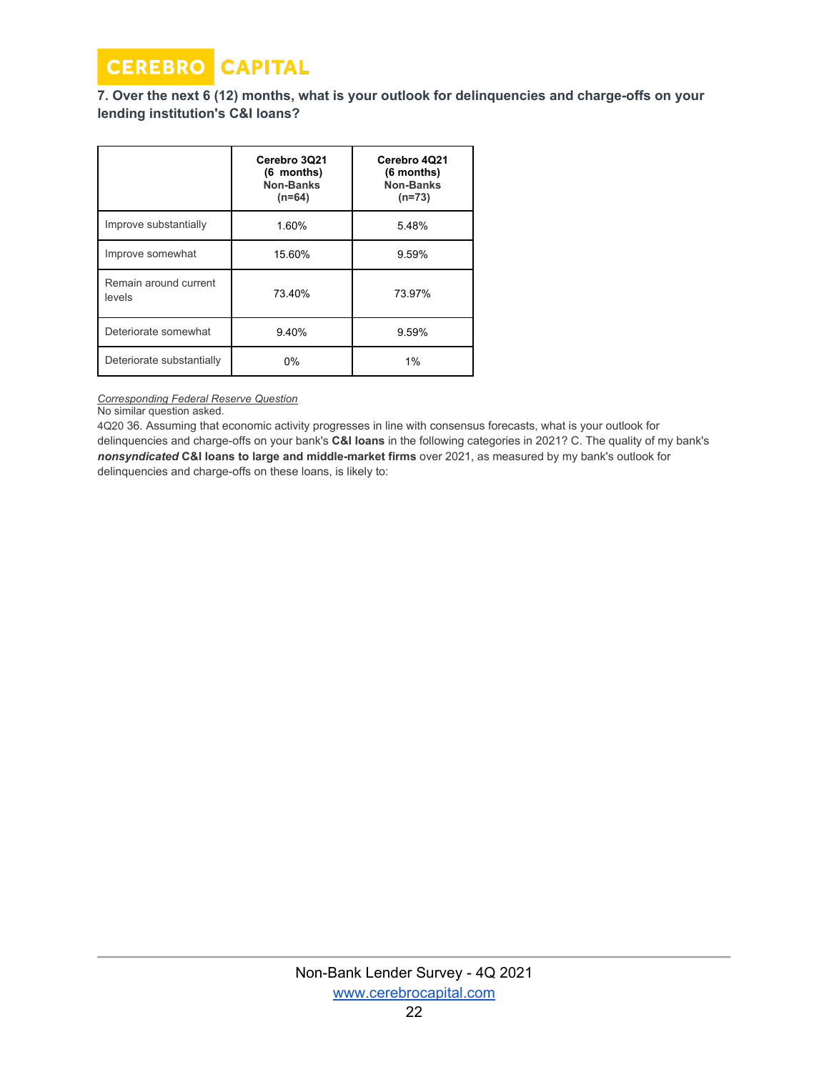**7. Over the next 6 (12) months, what is your outlook for delinquencies and charge-offs on your lending institution's C&I loans?**

| | Cerebro 3Q21 (6 months) Non-Banks (n=64) | Cerebro 4Q21 (6 months) Non-Banks (n=73) |
|---|---|---|
| Improve substantially | 1.60% | 5.48% |
| Improve somewhat | 15.60% | 9.59% |
| Remain around current levels | 73.40% | 73.97% |
| Deteriorate somewhat | 9.40% | 9.59% |
| Deteriorate substantially | 0% | 1% |

*Corresponding Federal Reserve Question*
No similar question asked.
4Q20 36. Assuming that economic activity progresses in line with consensus forecasts, what is your outlook for delinquencies and charge-offs on your bank's **C&I loans** in the following categories in 2021? C. The quality of my bank's ***nonsyndicated*** **C&I loans to large and middle-market firms** over 2021, as measured by my bank's outlook for delinquencies and charge-offs on these loans, is likely to: